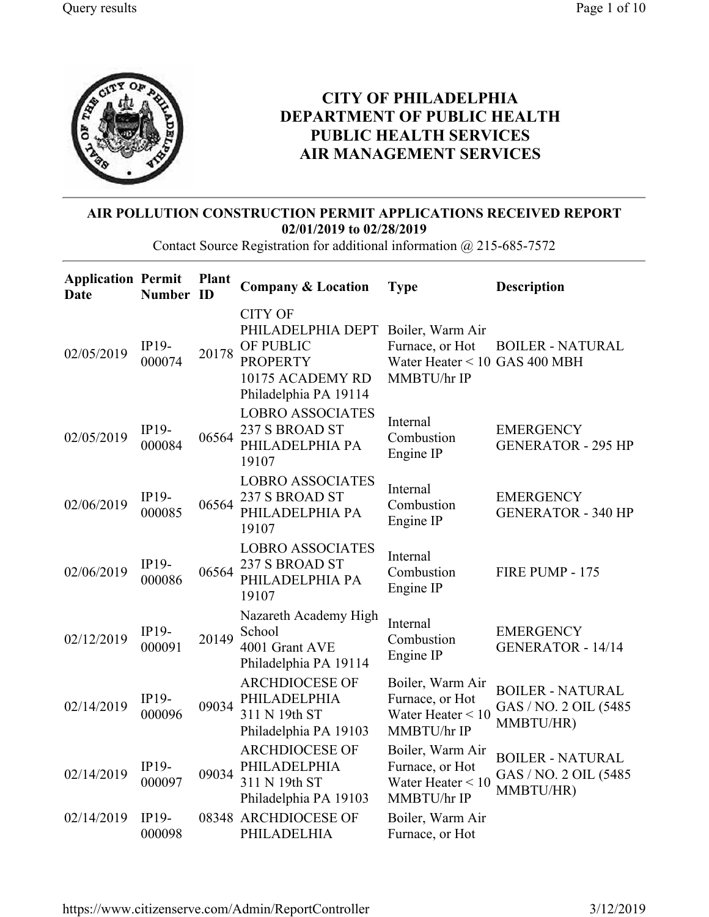# CITY OF PHILADELPHIA
# DEPARTMENT OF PUBLIC HEALTH
# PUBLIC HEALTH SERVICES
# AIR MANAGEMENT SERVICES

## AIR POLLUTION CONSTRUCTION PERMIT APPLICATIONS RECEIVED REPORT
**02/01/2019 to 02/28/2019**

Contact Source Registration for additional information @ 215-685-7572

| Application Date | Permit Number | Plant ID | Company & Location | Type | Description |
|---|---|---|---|---|---|
| 02/05/2019 | IP19-000074 | 20178 | CITY OF PHILADELPHIA DEPT OF PUBLIC PROPERTY 10175 ACADEMY RD Philadelphia PA 19114 | Boiler, Warm Air Furnace, or Hot Water Heater < 10 MMBTU/hr IP | BOILER - NATURAL GAS 400 MBH |
| 02/05/2019 | IP19-000084 | 06564 | LOBRO ASSOCIATES 237 S BROAD ST PHILADELPHIA PA 19107 | Internal Combustion Engine IP | EMERGENCY GENERATOR - 295 HP |
| 02/06/2019 | IP19-000085 | 06564 | LOBRO ASSOCIATES 237 S BROAD ST PHILADELPHIA PA 19107 | Internal Combustion Engine IP | EMERGENCY GENERATOR - 340 HP |
| 02/06/2019 | IP19-000086 | 06564 | LOBRO ASSOCIATES 237 S BROAD ST PHILADELPHIA PA 19107 | Internal Combustion Engine IP | FIRE PUMP - 175 |
| 02/12/2019 | IP19-000091 | 20149 | Nazareth Academy High School 4001 Grant AVE Philadelphia PA 19114 | Internal Combustion Engine IP | EMERGENCY GENERATOR - 14/14 |
| 02/14/2019 | IP19-000096 | 09034 | ARCHDIOCESE OF PHILADELPHIA 311 N 19th ST Philadelphia PA 19103 | Boiler, Warm Air Furnace, or Hot Water Heater < 10 MMBTU/hr IP | BOILER - NATURAL GAS / NO. 2 OIL (5485 MMBTU/HR) |
| 02/14/2019 | IP19-000097 | 09034 | ARCHDIOCESE OF PHILADELPHIA 311 N 19th ST Philadelphia PA 19103 | Boiler, Warm Air Furnace, or Hot Water Heater < 10 MMBTU/hr IP | BOILER - NATURAL GAS / NO. 2 OIL (5485 MMBTU/HR) |
| 02/14/2019 | IP19-000098 | 08348 | ARCHDIOCESE OF PHILADELHIA | Boiler, Warm Air Furnace, or Hot | |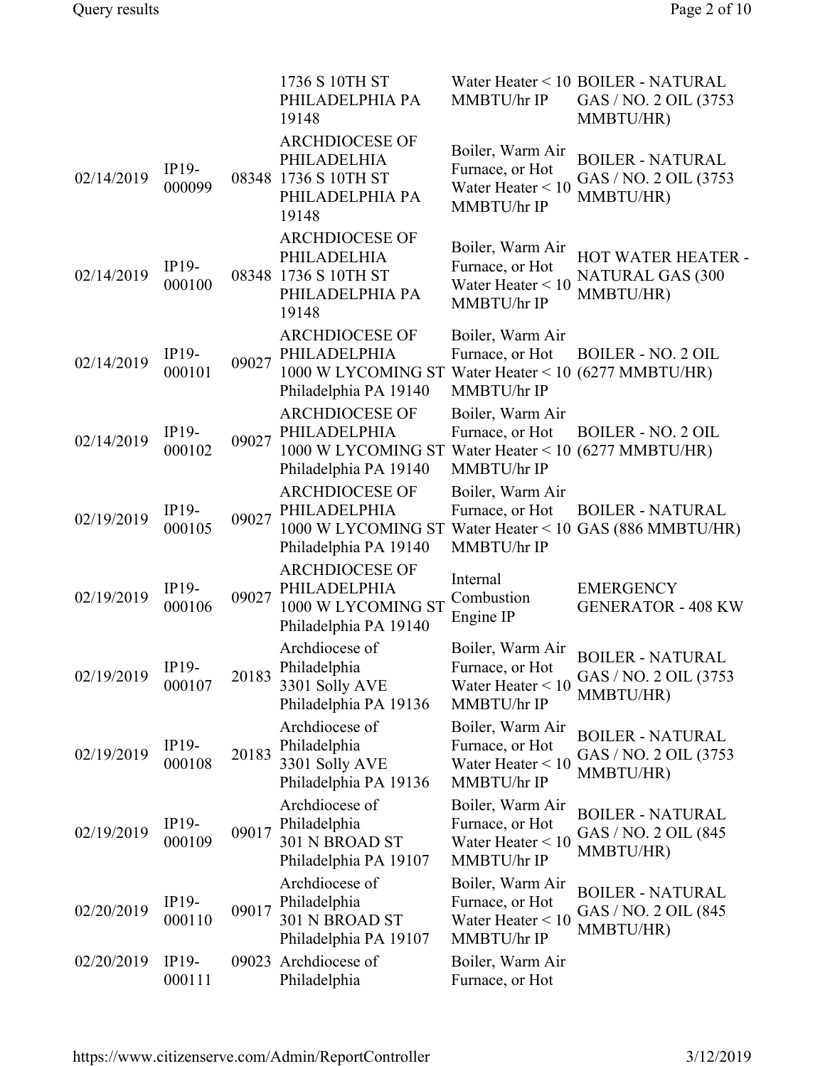| | | | | | |
|---|---|---|---|---|---|
| | | | 1736 S 10TH ST PHILADELPHIA PA 19148 | Water Heater < 10 MMBTU/hr IP | BOILER - NATURAL GAS / NO. 2 OIL (3753 MMBTU/HR) |
| 02/14/2019 | IP19-000099 | 08348 | ARCHDIOCESE OF PHILADELHIA 1736 S 10TH ST PHILADELPHIA PA 19148 | Boiler, Warm Air Furnace, or Hot Water Heater < 10 MMBTU/hr IP | BOILER - NATURAL GAS / NO. 2 OIL (3753 MMBTU/HR) |
| 02/14/2019 | IP19-000100 | 08348 | ARCHDIOCESE OF PHILADELHIA 1736 S 10TH ST PHILADELPHIA PA 19148 | Boiler, Warm Air Furnace, or Hot Water Heater < 10 MMBTU/hr IP | HOT WATER HEATER - NATURAL GAS (300 MMBTU/HR) |
| 02/14/2019 | IP19-000101 | 09027 | ARCHDIOCESE OF PHILADELPHIA 1000 W LYCOMING ST Philadelphia PA 19140 | Boiler, Warm Air Furnace, or Hot Water Heater < 10 MMBTU/hr IP | BOILER - NO. 2 OIL (6277 MMBTU/HR) |
| 02/14/2019 | IP19-000102 | 09027 | ARCHDIOCESE OF PHILADELPHIA 1000 W LYCOMING ST Philadelphia PA 19140 | Boiler, Warm Air Furnace, or Hot Water Heater < 10 MMBTU/hr IP | BOILER - NO. 2 OIL (6277 MMBTU/HR) |
| 02/19/2019 | IP19-000105 | 09027 | ARCHDIOCESE OF PHILADELPHIA 1000 W LYCOMING ST Philadelphia PA 19140 | Boiler, Warm Air Furnace, or Hot Water Heater < 10 MMBTU/hr IP | BOILER - NATURAL GAS (886 MMBTU/HR) |
| 02/19/2019 | IP19-000106 | 09027 | ARCHDIOCESE OF PHILADELPHIA 1000 W LYCOMING ST Philadelphia PA 19140 | Internal Combustion Engine IP | EMERGENCY GENERATOR - 408 KW |
| 02/19/2019 | IP19-000107 | 20183 | Archdiocese of Philadelphia 3301 Solly AVE Philadelphia PA 19136 | Boiler, Warm Air Furnace, or Hot Water Heater < 10 MMBTU/hr IP | BOILER - NATURAL GAS / NO. 2 OIL (3753 MMBTU/HR) |
| 02/19/2019 | IP19-000108 | 20183 | Archdiocese of Philadelphia 3301 Solly AVE Philadelphia PA 19136 | Boiler, Warm Air Furnace, or Hot Water Heater < 10 MMBTU/hr IP | BOILER - NATURAL GAS / NO. 2 OIL (3753 MMBTU/HR) |
| 02/19/2019 | IP19-000109 | 09017 | Archdiocese of Philadelphia 301 N BROAD ST Philadelphia PA 19107 | Boiler, Warm Air Furnace, or Hot Water Heater < 10 MMBTU/hr IP | BOILER - NATURAL GAS / NO. 2 OIL (845 MMBTU/HR) |
| 02/20/2019 | IP19-000110 | 09017 | Archdiocese of Philadelphia 301 N BROAD ST Philadelphia PA 19107 | Boiler, Warm Air Furnace, or Hot Water Heater < 10 MMBTU/hr IP | BOILER - NATURAL GAS / NO. 2 OIL (845 MMBTU/HR) |
| 02/20/2019 | IP19-000111 | 09023 | Archdiocese of Philadelphia | Boiler, Warm Air Furnace, or Hot | |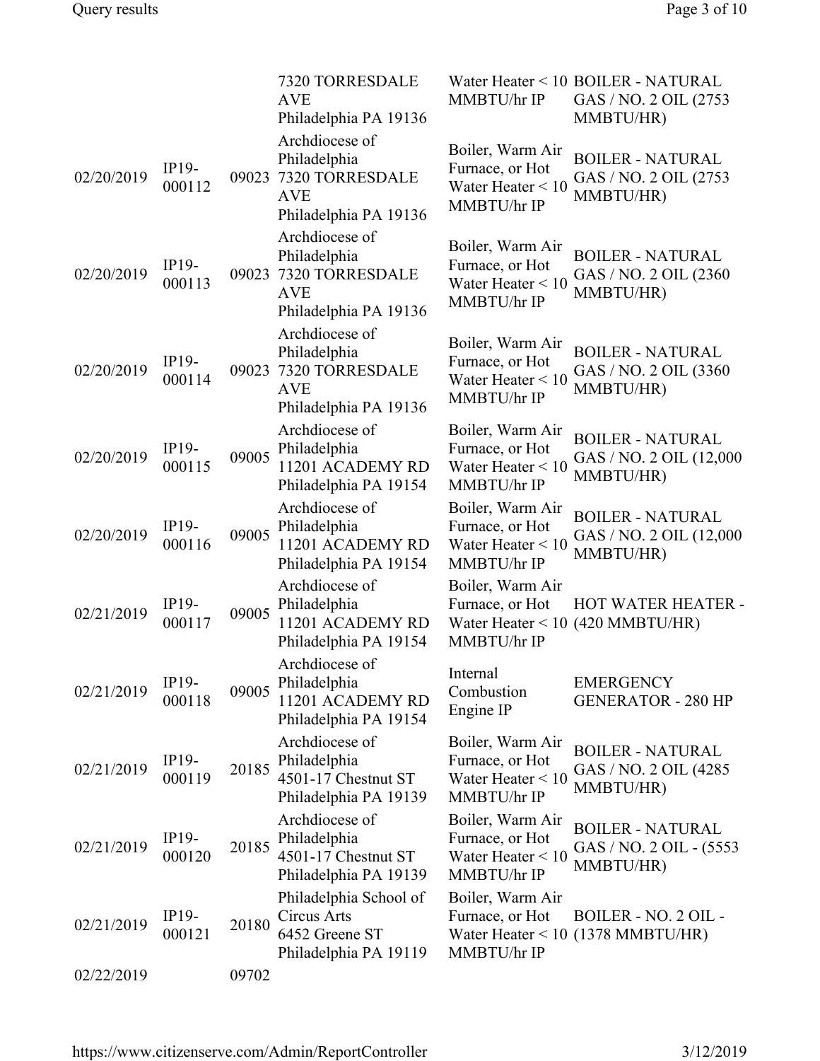| | | | | | |
|---|---|---|---|---|---|
| | | | 7320 TORRESDALE AVE Philadelphia PA 19136 | Water Heater < 10 MMBTU/hr IP | BOILER - NATURAL GAS / NO. 2 OIL (2753 MMBTU/HR) |
| 02/20/2019 | IP19-000112 | 09023 | Archdiocese of Philadelphia 7320 TORRESDALE AVE Philadelphia PA 19136 | Boiler, Warm Air Furnace, or Hot Water Heater < 10 MMBTU/hr IP | BOILER - NATURAL GAS / NO. 2 OIL (2753 MMBTU/HR) |
| 02/20/2019 | IP19-000113 | 09023 | Archdiocese of Philadelphia 7320 TORRESDALE AVE Philadelphia PA 19136 | Boiler, Warm Air Furnace, or Hot Water Heater < 10 MMBTU/hr IP | BOILER - NATURAL GAS / NO. 2 OIL (2360 MMBTU/HR) |
| 02/20/2019 | IP19-000114 | 09023 | Archdiocese of Philadelphia 7320 TORRESDALE AVE Philadelphia PA 19136 | Boiler, Warm Air Furnace, or Hot Water Heater < 10 MMBTU/hr IP | BOILER - NATURAL GAS / NO. 2 OIL (3360 MMBTU/HR) |
| 02/20/2019 | IP19-000115 | 09005 | Archdiocese of Philadelphia 11201 ACADEMY RD Philadelphia PA 19154 | Boiler, Warm Air Furnace, or Hot Water Heater < 10 MMBTU/hr IP | BOILER - NATURAL GAS / NO. 2 OIL (12,000 MMBTU/HR) |
| 02/20/2019 | IP19-000116 | 09005 | Archdiocese of Philadelphia 11201 ACADEMY RD Philadelphia PA 19154 | Boiler, Warm Air Furnace, or Hot Water Heater < 10 MMBTU/hr IP | BOILER - NATURAL GAS / NO. 2 OIL (12,000 MMBTU/HR) |
| 02/21/2019 | IP19-000117 | 09005 | Archdiocese of Philadelphia 11201 ACADEMY RD Philadelphia PA 19154 | Boiler, Warm Air Furnace, or Hot Water Heater < 10 MMBTU/hr IP | HOT WATER HEATER - (420 MMBTU/HR) |
| 02/21/2019 | IP19-000118 | 09005 | Archdiocese of Philadelphia 11201 ACADEMY RD Philadelphia PA 19154 | Internal Combustion Engine IP | EMERGENCY GENERATOR - 280 HP |
| 02/21/2019 | IP19-000119 | 20185 | Archdiocese of Philadelphia 4501-17 Chestnut ST Philadelphia PA 19139 | Boiler, Warm Air Furnace, or Hot Water Heater < 10 MMBTU/hr IP | BOILER - NATURAL GAS / NO. 2 OIL (4285 MMBTU/HR) |
| 02/21/2019 | IP19-000120 | 20185 | Archdiocese of Philadelphia 4501-17 Chestnut ST Philadelphia PA 19139 | Boiler, Warm Air Furnace, or Hot Water Heater < 10 MMBTU/hr IP | BOILER - NATURAL GAS / NO. 2 OIL - (5553 MMBTU/HR) |
| 02/21/2019 | IP19-000121 | 20180 | Philadelphia School of Circus Arts 6452 Greene ST Philadelphia PA 19119 | Boiler, Warm Air Furnace, or Hot Water Heater < 10 MMBTU/hr IP | BOILER - NO. 2 OIL - (1378 MMBTU/HR) |
| 02/22/2019 | | 09702 | | | |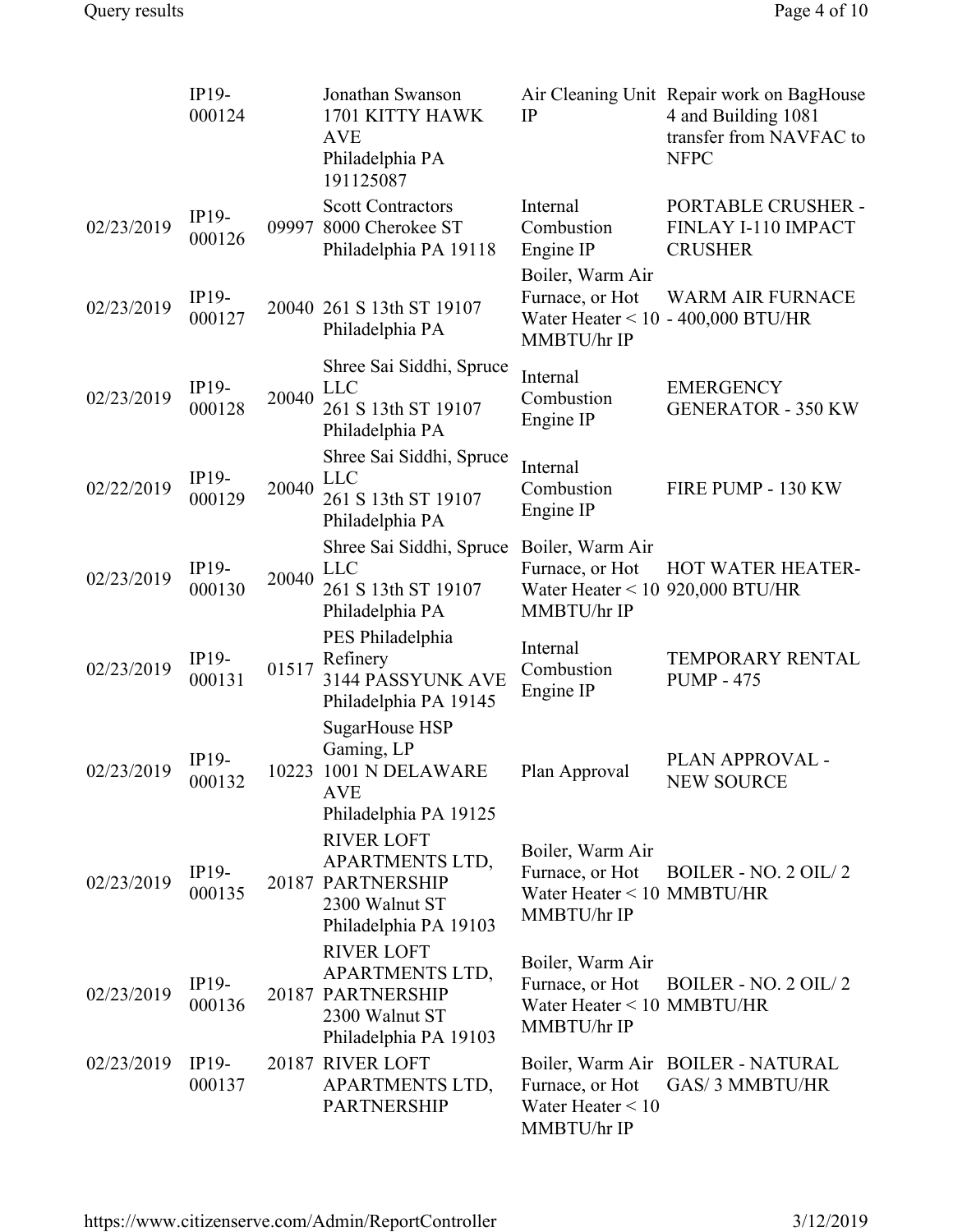| | | | | | |
|---|---|---|---|---|---|
| | IP19-000124 | | Jonathan Swanson 1701 KITTY HAWK AVE Philadelphia PA 191125087 | Air Cleaning Unit IP | Repair work on BagHouse 4 and Building 1081 transfer from NAVFAC to NFPC |
| 02/23/2019 | IP19-000126 | 09997 | Scott Contractors 8000 Cherokee ST Philadelphia PA 19118 | Internal Combustion Engine IP | PORTABLE CRUSHER - FINLAY I-110 IMPACT CRUSHER |
| 02/23/2019 | IP19-000127 | 20040 | 261 S 13th ST 19107 Philadelphia PA | Boiler, Warm Air Furnace, or Hot Water Heater < 10 MMBTU/hr IP | WARM AIR FURNACE - 400,000 BTU/HR |
| 02/23/2019 | IP19-000128 | 20040 | Shree Sai Siddhi, Spruce LLC 261 S 13th ST 19107 Philadelphia PA | Internal Combustion Engine IP | EMERGENCY GENERATOR - 350 KW |
| 02/22/2019 | IP19-000129 | 20040 | Shree Sai Siddhi, Spruce LLC 261 S 13th ST 19107 Philadelphia PA | Internal Combustion Engine IP | FIRE PUMP - 130 KW |
| 02/23/2019 | IP19-000130 | 20040 | Shree Sai Siddhi, Spruce LLC 261 S 13th ST 19107 Philadelphia PA | Boiler, Warm Air Furnace, or Hot Water Heater < 10 MMBTU/hr IP | HOT WATER HEATER- 920,000 BTU/HR |
| 02/23/2019 | IP19-000131 | 01517 | PES Philadelphia Refinery 3144 PASSYUNK AVE Philadelphia PA 19145 | Internal Combustion Engine IP | TEMPORARY RENTAL PUMP - 475 |
| 02/23/2019 | IP19-000132 | 10223 | SugarHouse HSP Gaming, LP 1001 N DELAWARE AVE Philadelphia PA 19125 | Plan Approval | PLAN APPROVAL - NEW SOURCE |
| 02/23/2019 | IP19-000135 | 20187 | RIVER LOFT APARTMENTS LTD, PARTNERSHIP 2300 Walnut ST Philadelphia PA 19103 | Boiler, Warm Air Furnace, or Hot Water Heater < 10 MMBTU/hr IP | BOILER - NO. 2 OIL/ 2 MMBTU/HR |
| 02/23/2019 | IP19-000136 | 20187 | RIVER LOFT APARTMENTS LTD, PARTNERSHIP 2300 Walnut ST Philadelphia PA 19103 | Boiler, Warm Air Furnace, or Hot Water Heater < 10 MMBTU/hr IP | BOILER - NO. 2 OIL/ 2 MMBTU/HR |
| 02/23/2019 | IP19-000137 | 20187 | RIVER LOFT APARTMENTS LTD, PARTNERSHIP | Boiler, Warm Air Furnace, or Hot Water Heater < 10 MMBTU/hr IP | BOILER - NATURAL GAS/ 3 MMBTU/HR |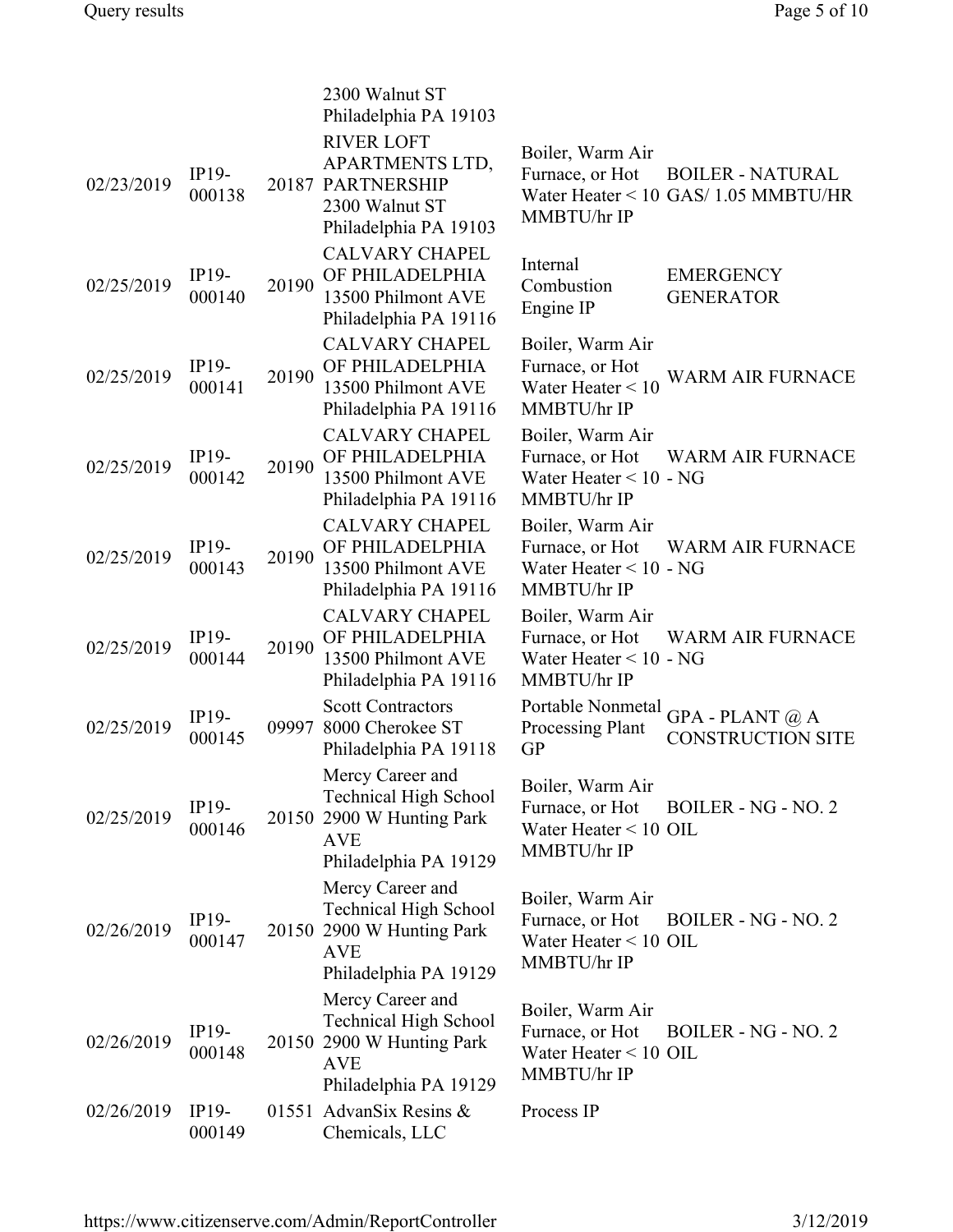| | | | | | |
|---|---|---|---|---|---|
| | | | 2300 Walnut ST Philadelphia PA 19103 | | |
| 02/23/2019 | IP19-000138 | 20187 | RIVER LOFT APARTMENTS LTD, PARTNERSHIP 2300 Walnut ST Philadelphia PA 19103 | Boiler, Warm Air Furnace, or Hot Water Heater < 10 MMBTU/hr IP | BOILER - NATURAL GAS/ 1.05 MMBTU/HR |
| 02/25/2019 | IP19-000140 | 20190 | CALVARY CHAPEL OF PHILADELPHIA 13500 Philmont AVE Philadelphia PA 19116 | Internal Combustion Engine IP | EMERGENCY GENERATOR |
| 02/25/2019 | IP19-000141 | 20190 | CALVARY CHAPEL OF PHILADELPHIA 13500 Philmont AVE Philadelphia PA 19116 | Boiler, Warm Air Furnace, or Hot Water Heater < 10 MMBTU/hr IP | WARM AIR FURNACE |
| 02/25/2019 | IP19-000142 | 20190 | CALVARY CHAPEL OF PHILADELPHIA 13500 Philmont AVE Philadelphia PA 19116 | Boiler, Warm Air Furnace, or Hot Water Heater < 10 MMBTU/hr IP | WARM AIR FURNACE - NG |
| 02/25/2019 | IP19-000143 | 20190 | CALVARY CHAPEL OF PHILADELPHIA 13500 Philmont AVE Philadelphia PA 19116 | Boiler, Warm Air Furnace, or Hot Water Heater < 10 MMBTU/hr IP | WARM AIR FURNACE - NG |
| 02/25/2019 | IP19-000144 | 20190 | CALVARY CHAPEL OF PHILADELPHIA 13500 Philmont AVE Philadelphia PA 19116 | Boiler, Warm Air Furnace, or Hot Water Heater < 10 MMBTU/hr IP | WARM AIR FURNACE - NG |
| 02/25/2019 | IP19-000145 | 09997 | Scott Contractors 8000 Cherokee ST Philadelphia PA 19118 | Portable Nonmetal Processing Plant GP | GPA - PLANT @ A CONSTRUCTION SITE |
| 02/25/2019 | IP19-000146 | 20150 | Mercy Career and Technical High School 2900 W Hunting Park AVE Philadelphia PA 19129 | Boiler, Warm Air Furnace, or Hot Water Heater < 10 MMBTU/hr IP | BOILER - NG - NO. 2 OIL |
| 02/26/2019 | IP19-000147 | 20150 | Mercy Career and Technical High School 2900 W Hunting Park AVE Philadelphia PA 19129 | Boiler, Warm Air Furnace, or Hot Water Heater < 10 MMBTU/hr IP | BOILER - NG - NO. 2 OIL |
| 02/26/2019 | IP19-000148 | 20150 | Mercy Career and Technical High School 2900 W Hunting Park AVE Philadelphia PA 19129 | Boiler, Warm Air Furnace, or Hot Water Heater < 10 MMBTU/hr IP | BOILER - NG - NO. 2 OIL |
| 02/26/2019 | IP19-000149 | 01551 | AdvanSix Resins & Chemicals, LLC | Process IP | |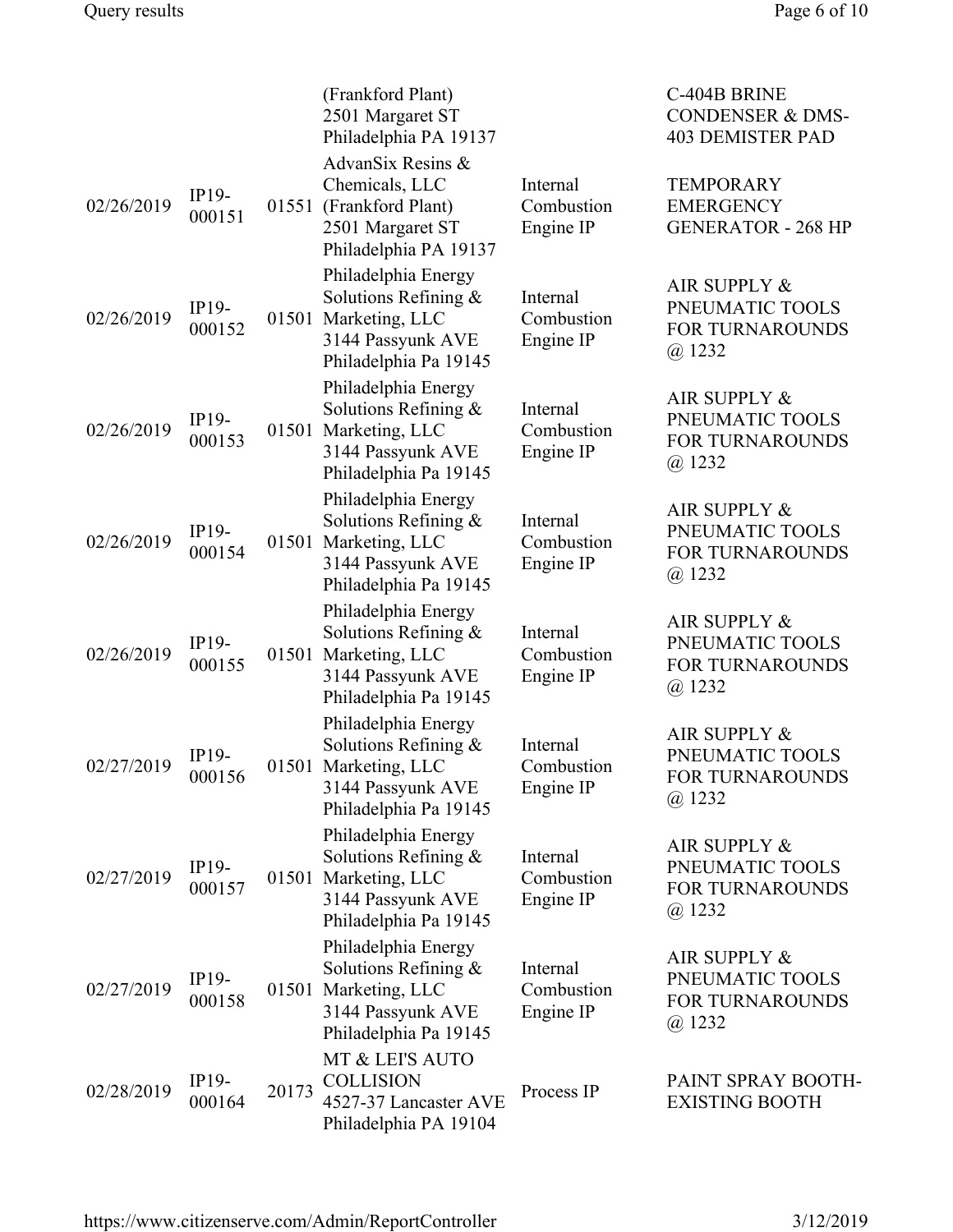| | | | | | |
|---|---|---|---|---|---|
| | | | (Frankford Plant) 2501 Margaret ST Philadelphia PA 19137 | | C-404B BRINE CONDENSER & DMS-403 DEMISTER PAD |
| 02/26/2019 | IP19-000151 | 01551 | AdvanSix Resins & Chemicals, LLC (Frankford Plant) 2501 Margaret ST Philadelphia PA 19137 | Internal Combustion Engine IP | TEMPORARY EMERGENCY GENERATOR - 268 HP |
| 02/26/2019 | IP19-000152 | 01501 | Philadelphia Energy Solutions Refining & Marketing, LLC 3144 Passyunk AVE Philadelphia Pa 19145 | Internal Combustion Engine IP | AIR SUPPLY & PNEUMATIC TOOLS FOR TURNAROUNDS @ 1232 |
| 02/26/2019 | IP19-000153 | 01501 | Philadelphia Energy Solutions Refining & Marketing, LLC 3144 Passyunk AVE Philadelphia Pa 19145 | Internal Combustion Engine IP | AIR SUPPLY & PNEUMATIC TOOLS FOR TURNAROUNDS @ 1232 |
| 02/26/2019 | IP19-000154 | 01501 | Philadelphia Energy Solutions Refining & Marketing, LLC 3144 Passyunk AVE Philadelphia Pa 19145 | Internal Combustion Engine IP | AIR SUPPLY & PNEUMATIC TOOLS FOR TURNAROUNDS @ 1232 |
| 02/26/2019 | IP19-000155 | 01501 | Philadelphia Energy Solutions Refining & Marketing, LLC 3144 Passyunk AVE Philadelphia Pa 19145 | Internal Combustion Engine IP | AIR SUPPLY & PNEUMATIC TOOLS FOR TURNAROUNDS @ 1232 |
| 02/27/2019 | IP19-000156 | 01501 | Philadelphia Energy Solutions Refining & Marketing, LLC 3144 Passyunk AVE Philadelphia Pa 19145 | Internal Combustion Engine IP | AIR SUPPLY & PNEUMATIC TOOLS FOR TURNAROUNDS @ 1232 |
| 02/27/2019 | IP19-000157 | 01501 | Philadelphia Energy Solutions Refining & Marketing, LLC 3144 Passyunk AVE Philadelphia Pa 19145 | Internal Combustion Engine IP | AIR SUPPLY & PNEUMATIC TOOLS FOR TURNAROUNDS @ 1232 |
| 02/27/2019 | IP19-000158 | 01501 | Philadelphia Energy Solutions Refining & Marketing, LLC 3144 Passyunk AVE Philadelphia Pa 19145 | Internal Combustion Engine IP | AIR SUPPLY & PNEUMATIC TOOLS FOR TURNAROUNDS @ 1232 |
| 02/28/2019 | IP19-000164 | 20173 | MT & LEI'S AUTO COLLISION 4527-37 Lancaster AVE Philadelphia PA 19104 | Process IP | PAINT SPRAY BOOTH-EXISTING BOOTH |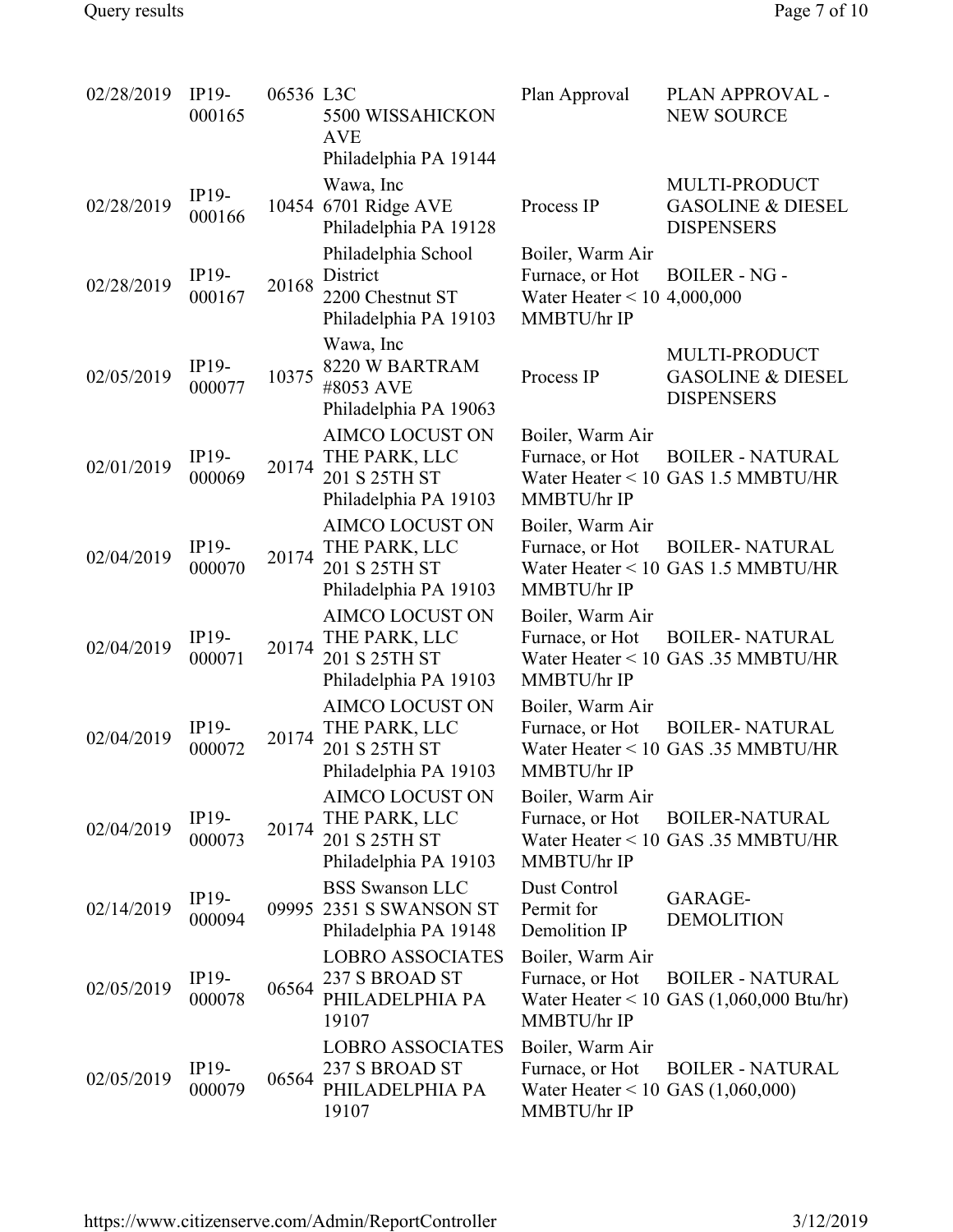| | | | | | |
|---|---|---|---|---|---|
| 02/28/2019 | IP19-000165 | 06536 | L3C<br>5500 WISSAHICKON AVE<br>Philadelphia PA 19144 | Plan Approval | PLAN APPROVAL - NEW SOURCE |
| 02/28/2019 | IP19-000166 | 10454 | Wawa, Inc<br>6701 Ridge AVE<br>Philadelphia PA 19128 | Process IP | MULTI-PRODUCT GASOLINE & DIESEL DISPENSERS |
| 02/28/2019 | IP19-000167 | 20168 | Philadelphia School District<br>2200 Chestnut ST<br>Philadelphia PA 19103 | Boiler, Warm Air Furnace, or Hot Water Heater < 10 MMBTU/hr IP | BOILER - NG - 4,000,000 |
| 02/05/2019 | IP19-000077 | 10375 | Wawa, Inc<br>8220 W BARTRAM #8053 AVE<br>Philadelphia PA 19063 | Process IP | MULTI-PRODUCT GASOLINE & DIESEL DISPENSERS |
| 02/01/2019 | IP19-000069 | 20174 | AIMCO LOCUST ON THE PARK, LLC<br>201 S 25TH ST<br>Philadelphia PA 19103 | Boiler, Warm Air Furnace, or Hot Water Heater < 10 MMBTU/hr IP | BOILER - NATURAL GAS 1.5 MMBTU/HR |
| 02/04/2019 | IP19-000070 | 20174 | AIMCO LOCUST ON THE PARK, LLC<br>201 S 25TH ST<br>Philadelphia PA 19103 | Boiler, Warm Air Furnace, or Hot Water Heater < 10 MMBTU/hr IP | BOILER- NATURAL GAS 1.5 MMBTU/HR |
| 02/04/2019 | IP19-000071 | 20174 | AIMCO LOCUST ON THE PARK, LLC<br>201 S 25TH ST<br>Philadelphia PA 19103 | Boiler, Warm Air Furnace, or Hot Water Heater < 10 MMBTU/hr IP | BOILER- NATURAL GAS .35 MMBTU/HR |
| 02/04/2019 | IP19-000072 | 20174 | AIMCO LOCUST ON THE PARK, LLC<br>201 S 25TH ST<br>Philadelphia PA 19103 | Boiler, Warm Air Furnace, or Hot Water Heater < 10 MMBTU/hr IP | BOILER- NATURAL GAS .35 MMBTU/HR |
| 02/04/2019 | IP19-000073 | 20174 | AIMCO LOCUST ON THE PARK, LLC<br>201 S 25TH ST<br>Philadelphia PA 19103 | Boiler, Warm Air Furnace, or Hot Water Heater < 10 MMBTU/hr IP | BOILER-NATURAL GAS .35 MMBTU/HR |
| 02/14/2019 | IP19-000094 | 09995 | BSS Swanson LLC<br>2351 S SWANSON ST<br>Philadelphia PA 19148 | Dust Control Permit for Demolition IP | GARAGE-DEMOLITION |
| 02/05/2019 | IP19-000078 | 06564 | LOBRO ASSOCIATES<br>237 S BROAD ST<br>PHILADELPHIA PA 19107 | Boiler, Warm Air Furnace, or Hot Water Heater < 10 MMBTU/hr IP | BOILER - NATURAL GAS (1,060,000 Btu/hr) |
| 02/05/2019 | IP19-000079 | 06564 | LOBRO ASSOCIATES<br>237 S BROAD ST<br>PHILADELPHIA PA 19107 | Boiler, Warm Air Furnace, or Hot Water Heater < 10 MMBTU/hr IP | BOILER - NATURAL GAS (1,060,000) |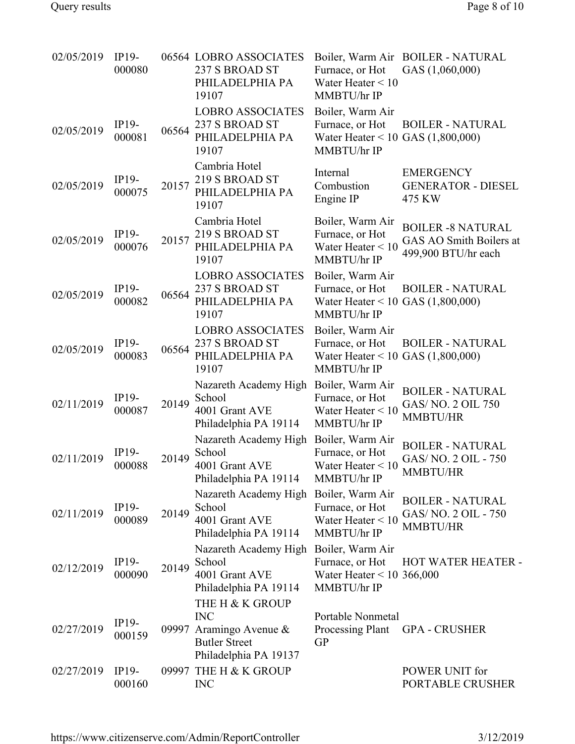| | | | | | |
|---|---|---|---|---|---|
| 02/05/2019 | IP19-000080 | 06564 | LOBRO ASSOCIATES 237 S BROAD ST PHILADELPHIA PA 19107 | Boiler, Warm Air Furnace, or Hot Water Heater < 10 MMBTU/hr IP | BOILER - NATURAL GAS (1,060,000) |
| 02/05/2019 | IP19-000081 | 06564 | LOBRO ASSOCIATES 237 S BROAD ST PHILADELPHIA PA 19107 | Boiler, Warm Air Furnace, or Hot Water Heater < 10 MMBTU/hr IP | BOILER - NATURAL GAS (1,800,000) |
| 02/05/2019 | IP19-000075 | 20157 | Cambria Hotel 219 S BROAD ST PHILADELPHIA PA 19107 | Internal Combustion Engine IP | EMERGENCY GENERATOR - DIESEL 475 KW |
| 02/05/2019 | IP19-000076 | 20157 | Cambria Hotel 219 S BROAD ST PHILADELPHIA PA 19107 | Boiler, Warm Air Furnace, or Hot Water Heater < 10 MMBTU/hr IP | BOILER -8 NATURAL GAS AO Smith Boilers at 499,900 BTU/hr each |
| 02/05/2019 | IP19-000082 | 06564 | LOBRO ASSOCIATES 237 S BROAD ST PHILADELPHIA PA 19107 | Boiler, Warm Air Furnace, or Hot Water Heater < 10 MMBTU/hr IP | BOILER - NATURAL GAS (1,800,000) |
| 02/05/2019 | IP19-000083 | 06564 | LOBRO ASSOCIATES 237 S BROAD ST PHILADELPHIA PA 19107 | Boiler, Warm Air Furnace, or Hot Water Heater < 10 MMBTU/hr IP | BOILER - NATURAL GAS (1,800,000) |
| 02/11/2019 | IP19-000087 | 20149 | Nazareth Academy High School 4001 Grant AVE Philadelphia PA 19114 | Boiler, Warm Air Furnace, or Hot Water Heater < 10 MMBTU/hr IP | BOILER - NATURAL GAS/ NO. 2 OIL 750 MMBTU/HR |
| 02/11/2019 | IP19-000088 | 20149 | Nazareth Academy High School 4001 Grant AVE Philadelphia PA 19114 | Boiler, Warm Air Furnace, or Hot Water Heater < 10 MMBTU/hr IP | BOILER - NATURAL GAS/ NO. 2 OIL - 750 MMBTU/HR |
| 02/11/2019 | IP19-000089 | 20149 | Nazareth Academy High School 4001 Grant AVE Philadelphia PA 19114 | Boiler, Warm Air Furnace, or Hot Water Heater < 10 MMBTU/hr IP | BOILER - NATURAL GAS/ NO. 2 OIL - 750 MMBTU/HR |
| 02/12/2019 | IP19-000090 | 20149 | Nazareth Academy High School 4001 Grant AVE Philadelphia PA 19114 | Boiler, Warm Air Furnace, or Hot Water Heater < 10 MMBTU/hr IP | HOT WATER HEATER - 366,000 |
| 02/27/2019 | IP19-000159 | 09997 | THE H & K GROUP INC Aramingo Avenue & Butler Street Philadelphia PA 19137 | Portable Nonmetal Processing Plant GP | GPA - CRUSHER |
| 02/27/2019 | IP19-000160 | 09997 | THE H & K GROUP INC | | POWER UNIT for PORTABLE CRUSHER |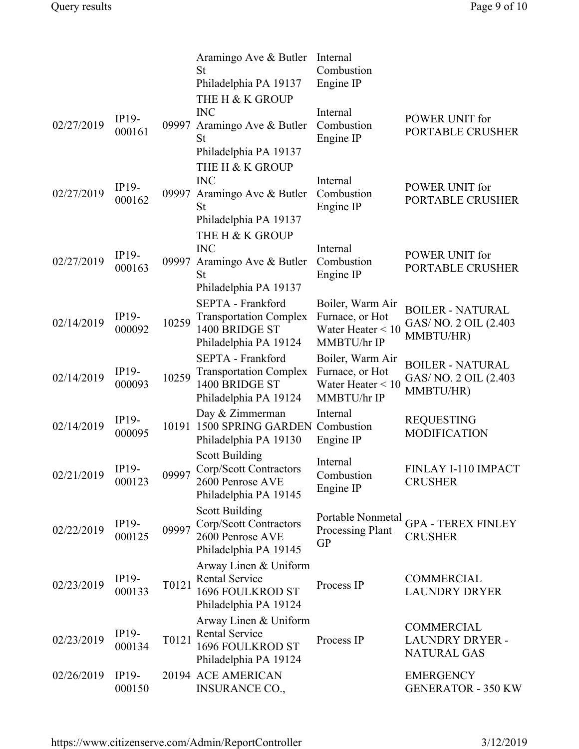| | | | | | |
|---|---|---|---|---|---|
| | | | Aramingo Ave & Butler St Philadelphia PA 19137 | Internal Combustion Engine IP | |
| 02/27/2019 | IP19-000161 | 09997 | THE H & K GROUP INC Aramingo Ave & Butler St Philadelphia PA 19137 | Internal Combustion Engine IP | POWER UNIT for PORTABLE CRUSHER |
| 02/27/2019 | IP19-000162 | 09997 | THE H & K GROUP INC Aramingo Ave & Butler St Philadelphia PA 19137 | Internal Combustion Engine IP | POWER UNIT for PORTABLE CRUSHER |
| 02/27/2019 | IP19-000163 | 09997 | THE H & K GROUP INC Aramingo Ave & Butler St Philadelphia PA 19137 | Internal Combustion Engine IP | POWER UNIT for PORTABLE CRUSHER |
| 02/14/2019 | IP19-000092 | 10259 | SEPTA - Frankford Transportation Complex 1400 BRIDGE ST Philadelphia PA 19124 | Boiler, Warm Air Furnace, or Hot Water Heater < 10 MMBTU/hr IP | BOILER - NATURAL GAS/ NO. 2 OIL (2.403 MMBTU/HR) |
| 02/14/2019 | IP19-000093 | 10259 | SEPTA - Frankford Transportation Complex 1400 BRIDGE ST Philadelphia PA 19124 | Boiler, Warm Air Furnace, or Hot Water Heater < 10 MMBTU/hr IP | BOILER - NATURAL GAS/ NO. 2 OIL (2.403 MMBTU/HR) |
| 02/14/2019 | IP19-000095 | 10191 | Day & Zimmerman 1500 SPRING GARDEN Philadelphia PA 19130 | Internal Combustion Engine IP | REQUESTING MODIFICATION |
| 02/21/2019 | IP19-000123 | 09997 | Scott Building Corp/Scott Contractors 2600 Penrose AVE Philadelphia PA 19145 | Internal Combustion Engine IP | FINLAY I-110 IMPACT CRUSHER |
| 02/22/2019 | IP19-000125 | 09997 | Scott Building Corp/Scott Contractors 2600 Penrose AVE Philadelphia PA 19145 | Portable Nonmetal Processing Plant GP | GPA - TEREX FINLEY CRUSHER |
| 02/23/2019 | IP19-000133 | T0121 | Arway Linen & Uniform Rental Service 1696 FOULKROD ST Philadelphia PA 19124 | Process IP | COMMERCIAL LAUNDRY DRYER |
| 02/23/2019 | IP19-000134 | T0121 | Arway Linen & Uniform Rental Service 1696 FOULKROD ST Philadelphia PA 19124 | Process IP | COMMERCIAL LAUNDRY DRYER - NATURAL GAS |
| 02/26/2019 | IP19-000150 | 20194 | ACE AMERICAN INSURANCE CO., | | EMERGENCY GENERATOR - 350 KW |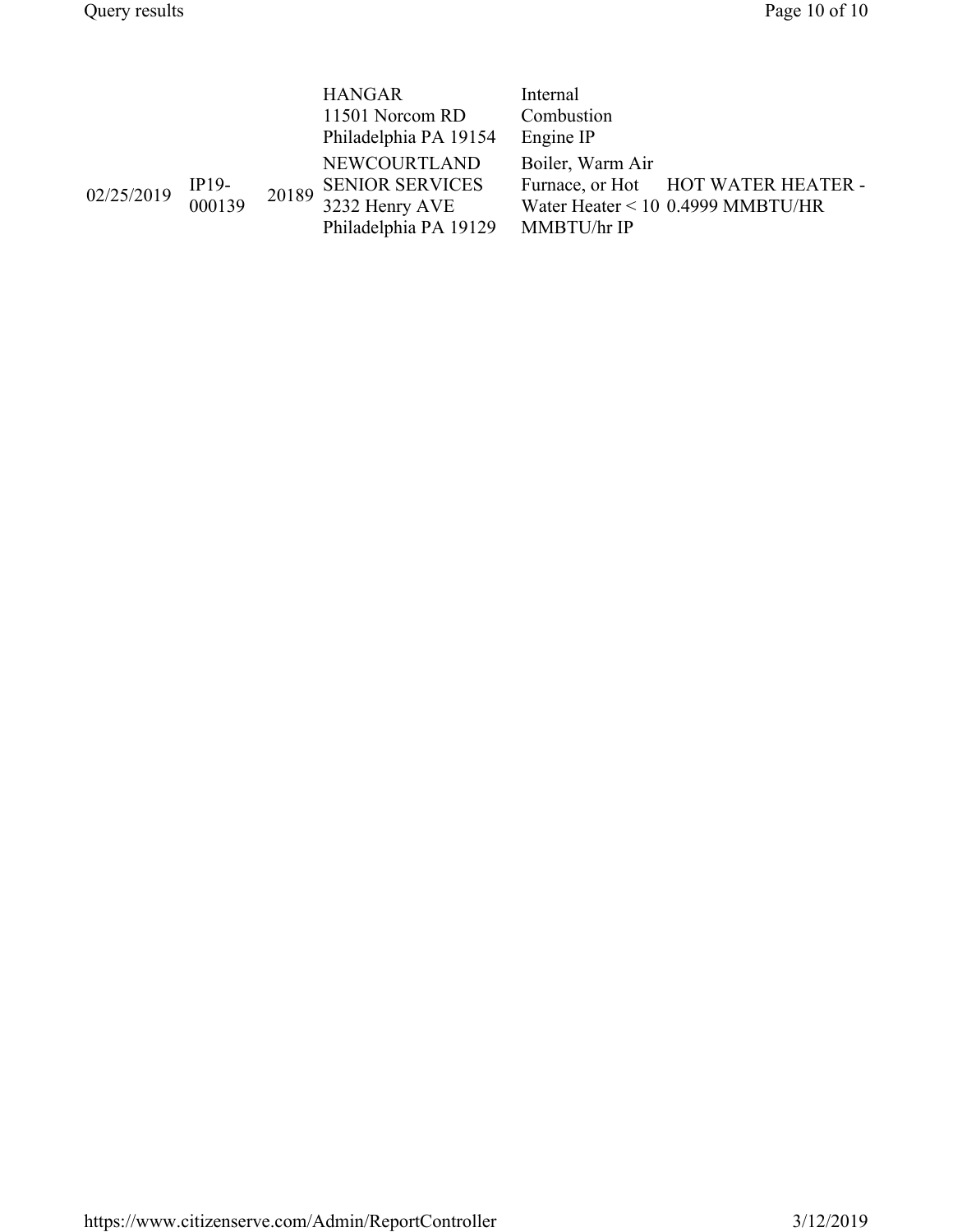| | | | | | |
|---|---|---|---|---|---|
| | | | HANGAR 11501 Norcom RD Philadelphia PA 19154 | Internal Combustion Engine IP | |
| 02/25/2019 | IP19-000139 | 20189 | NEWCOURTLAND SENIOR SERVICES 3232 Henry AVE Philadelphia PA 19129 | Boiler, Warm Air Furnace, or Hot Water Heater < 10 MMBTU/hr IP | HOT WATER HEATER - 0.4999 MMBTU/HR |